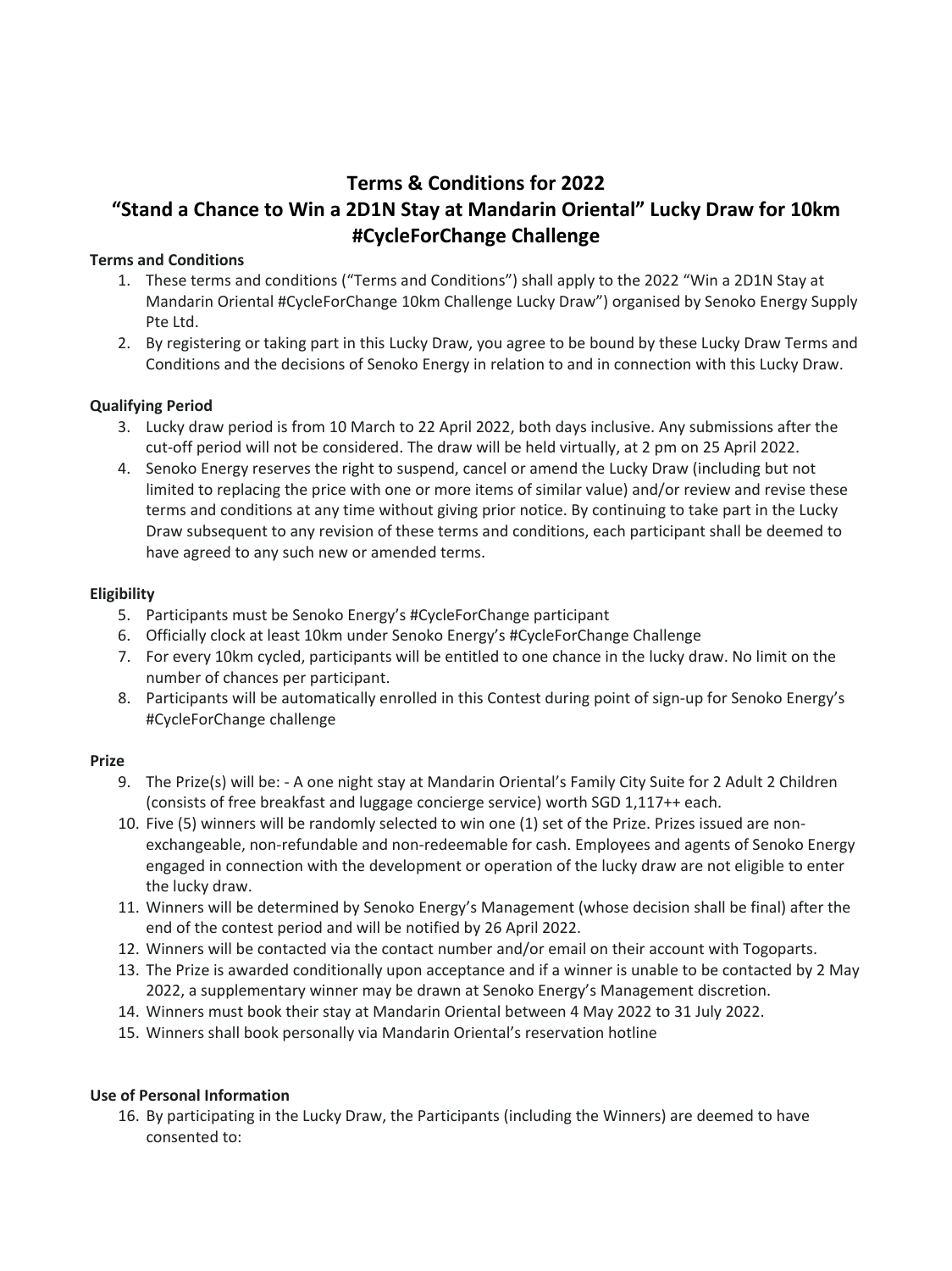# Terms & Conditions for 2022
# "Stand a Chance to Win a 2D1N Stay at Mandarin Oriental" Lucky Draw for 10km #CycleForChange Challenge

**Terms and Conditions**

1. These terms and conditions ("Terms and Conditions") shall apply to the 2022 "Win a 2D1N Stay at Mandarin Oriental #CycleForChange 10km Challenge Lucky Draw") organised by Senoko Energy Supply Pte Ltd.
2. By registering or taking part in this Lucky Draw, you agree to be bound by these Lucky Draw Terms and Conditions and the decisions of Senoko Energy in relation to and in connection with this Lucky Draw.

**Qualifying Period**

3. Lucky draw period is from 10 March to 22 April 2022, both days inclusive. Any submissions after the cut-off period will not be considered. The draw will be held virtually, at 2 pm on 25 April 2022.
4. Senoko Energy reserves the right to suspend, cancel or amend the Lucky Draw (including but not limited to replacing the price with one or more items of similar value) and/or review and revise these terms and conditions at any time without giving prior notice. By continuing to take part in the Lucky Draw subsequent to any revision of these terms and conditions, each participant shall be deemed to have agreed to any such new or amended terms.

**Eligibility**

5. Participants must be Senoko Energy's #CycleForChange participant
6. Officially clock at least 10km under Senoko Energy's #CycleForChange Challenge
7. For every 10km cycled, participants will be entitled to one chance in the lucky draw. No limit on the number of chances per participant.
8. Participants will be automatically enrolled in this Contest during point of sign-up for Senoko Energy's #CycleForChange challenge

**Prize**

9. The Prize(s) will be: - A one night stay at Mandarin Oriental's Family City Suite for 2 Adult 2 Children (consists of free breakfast and luggage concierge service) worth SGD 1,117++ each.
10. Five (5) winners will be randomly selected to win one (1) set of the Prize. Prizes issued are non-exchangeable, non-refundable and non-redeemable for cash. Employees and agents of Senoko Energy engaged in connection with the development or operation of the lucky draw are not eligible to enter the lucky draw.
11. Winners will be determined by Senoko Energy's Management (whose decision shall be final) after the end of the contest period and will be notified by 26 April 2022.
12. Winners will be contacted via the contact number and/or email on their account with Togoparts.
13. The Prize is awarded conditionally upon acceptance and if a winner is unable to be contacted by 2 May 2022, a supplementary winner may be drawn at Senoko Energy's Management discretion.
14. Winners must book their stay at Mandarin Oriental between 4 May 2022 to 31 July 2022.
15. Winners shall book personally via Mandarin Oriental's reservation hotline

**Use of Personal Information**

16. By participating in the Lucky Draw, the Participants (including the Winners) are deemed to have consented to: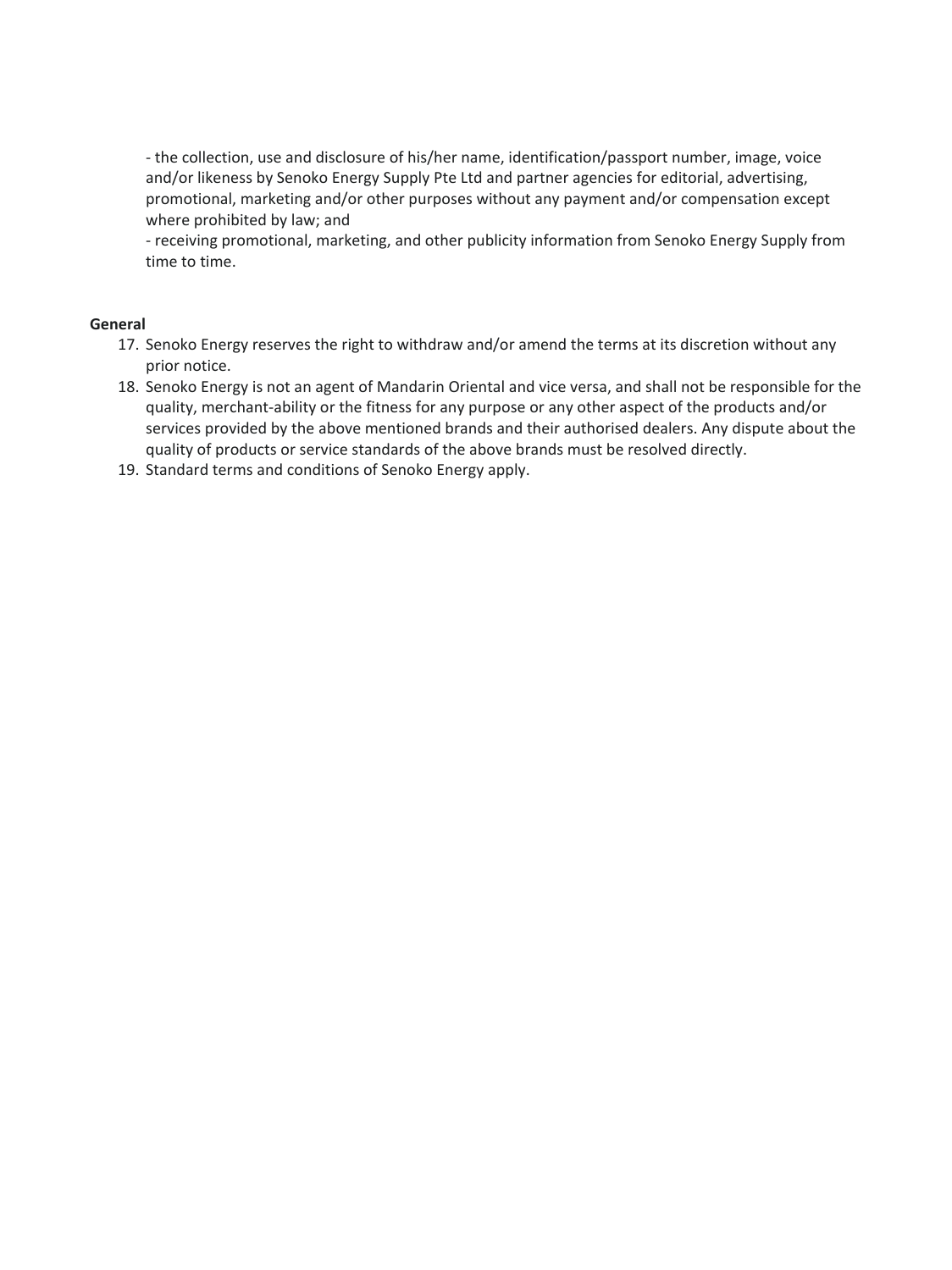- the collection, use and disclosure of his/her name, identification/passport number, image, voice and/or likeness by Senoko Energy Supply Pte Ltd and partner agencies for editorial, advertising, promotional, marketing and/or other purposes without any payment and/or compensation except where prohibited by law; and

- receiving promotional, marketing, and other publicity information from Senoko Energy Supply from time to time.

**General**

17. Senoko Energy reserves the right to withdraw and/or amend the terms at its discretion without any prior notice.
18. Senoko Energy is not an agent of Mandarin Oriental and vice versa, and shall not be responsible for the quality, merchant-ability or the fitness for any purpose or any other aspect of the products and/or services provided by the above mentioned brands and their authorised dealers. Any dispute about the quality of products or service standards of the above brands must be resolved directly.
19. Standard terms and conditions of Senoko Energy apply.